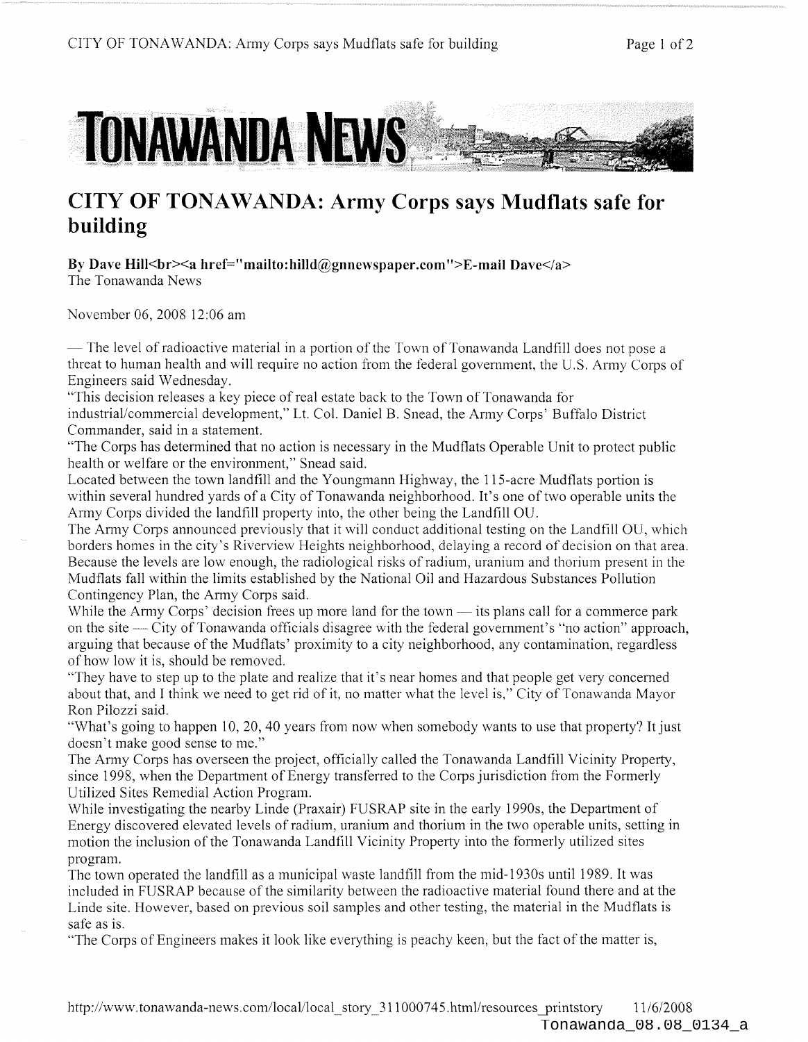# TONAWANDA NEWS

## CITY OF TONAWANDA: Army Corps says Mudflats safe for building

**By Dave Hill<br><a href="mailto:hilld@gnnewspaper.com">E-mail Dave</a>**
The Tonawanda News

November 06, 2008 12:06 am

— The level of radioactive material in a portion of the Town of Tonawanda Landfill does not pose a threat to human health and will require no action from the federal government, the U.S. Army Corps of Engineers said Wednesday.

"This decision releases a key piece of real estate back to the Town of Tonawanda for industrial/commercial development," Lt. Col. Daniel B. Snead, the Army Corps' Buffalo District Commander, said in a statement.

"The Corps has determined that no action is necessary in the Mudflats Operable Unit to protect public health or welfare or the environment," Snead said.

Located between the town landfill and the Youngmann Highway, the 115-acre Mudflats portion is within several hundred yards of a City of Tonawanda neighborhood. It's one of two operable units the Army Corps divided the landfill property into, the other being the Landfill OU.

The Army Corps announced previously that it will conduct additional testing on the Landfill OU, which borders homes in the city's Riverview Heights neighborhood, delaying a record of decision on that area.

Because the levels are low enough, the radiological risks of radium, uranium and thorium present in the Mudflats fall within the limits established by the National Oil and Hazardous Substances Pollution Contingency Plan, the Army Corps said.

While the Army Corps' decision frees up more land for the town — its plans call for a commerce park on the site — City of Tonawanda officials disagree with the federal government's "no action" approach, arguing that because of the Mudflats' proximity to a city neighborhood, any contamination, regardless of how low it is, should be removed.

"They have to step up to the plate and realize that it's near homes and that people get very concerned about that, and I think we need to get rid of it, no matter what the level is," City of Tonawanda Mayor Ron Pilozzi said.

"What's going to happen 10, 20, 40 years from now when somebody wants to use that property? It just doesn't make good sense to me."

The Army Corps has overseen the project, officially called the Tonawanda Landfill Vicinity Property, since 1998, when the Department of Energy transferred to the Corps jurisdiction from the Formerly Utilized Sites Remedial Action Program.

While investigating the nearby Linde (Praxair) FUSRAP site in the early 1990s, the Department of Energy discovered elevated levels of radium, uranium and thorium in the two operable units, setting in motion the inclusion of the Tonawanda Landfill Vicinity Property into the formerly utilized sites program.

The town operated the landfill as a municipal waste landfill from the mid-1930s until 1989. It was included in FUSRAP because of the similarity between the radioactive material found there and at the Linde site. However, based on previous soil samples and other testing, the material in the Mudflats is safe as is.

"The Corps of Engineers makes it look like everything is peachy keen, but the fact of the matter is,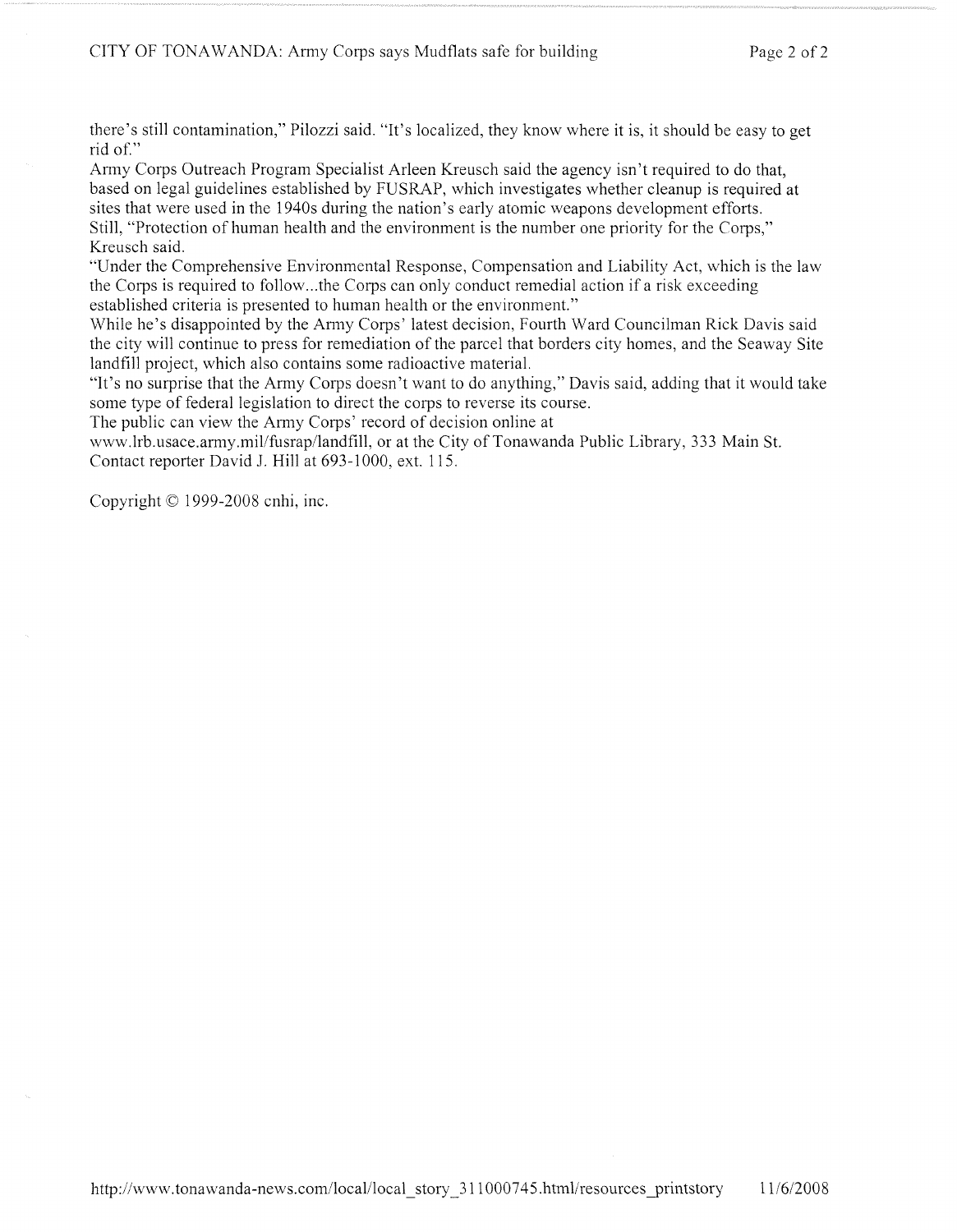there's still contamination," Pilozzi said. "It's localized, they know where it is, it should be easy to get rid of."

Army Corps Outreach Program Specialist Arleen Kreusch said the agency isn't required to do that, based on legal guidelines established by FUSRAP, which investigates whether cleanup is required at sites that were used in the 1940s during the nation's early atomic weapons development efforts.

Still, "Protection of human health and the environment is the number one priority for the Corps," Kreusch said.

"Under the Comprehensive Environmental Response, Compensation and Liability Act, which is the law the Corps is required to follow...the Corps can only conduct remedial action if a risk exceeding established criteria is presented to human health or the environment."

While he's disappointed by the Army Corps' latest decision, Fourth Ward Councilman Rick Davis said the city will continue to press for remediation of the parcel that borders city homes, and the Seaway Site landfill project, which also contains some radioactive material.

"It's no surprise that the Army Corps doesn't want to do anything," Davis said, adding that it would take some type of federal legislation to direct the corps to reverse its course.

The public can view the Army Corps' record of decision online at www.lrb.usace.army.mil/fusrap/landfill, or at the City of Tonawanda Public Library, 333 Main St.

Contact reporter David J. Hill at 693-1000, ext. 115.

Copyright © 1999-2008 cnhi, inc.